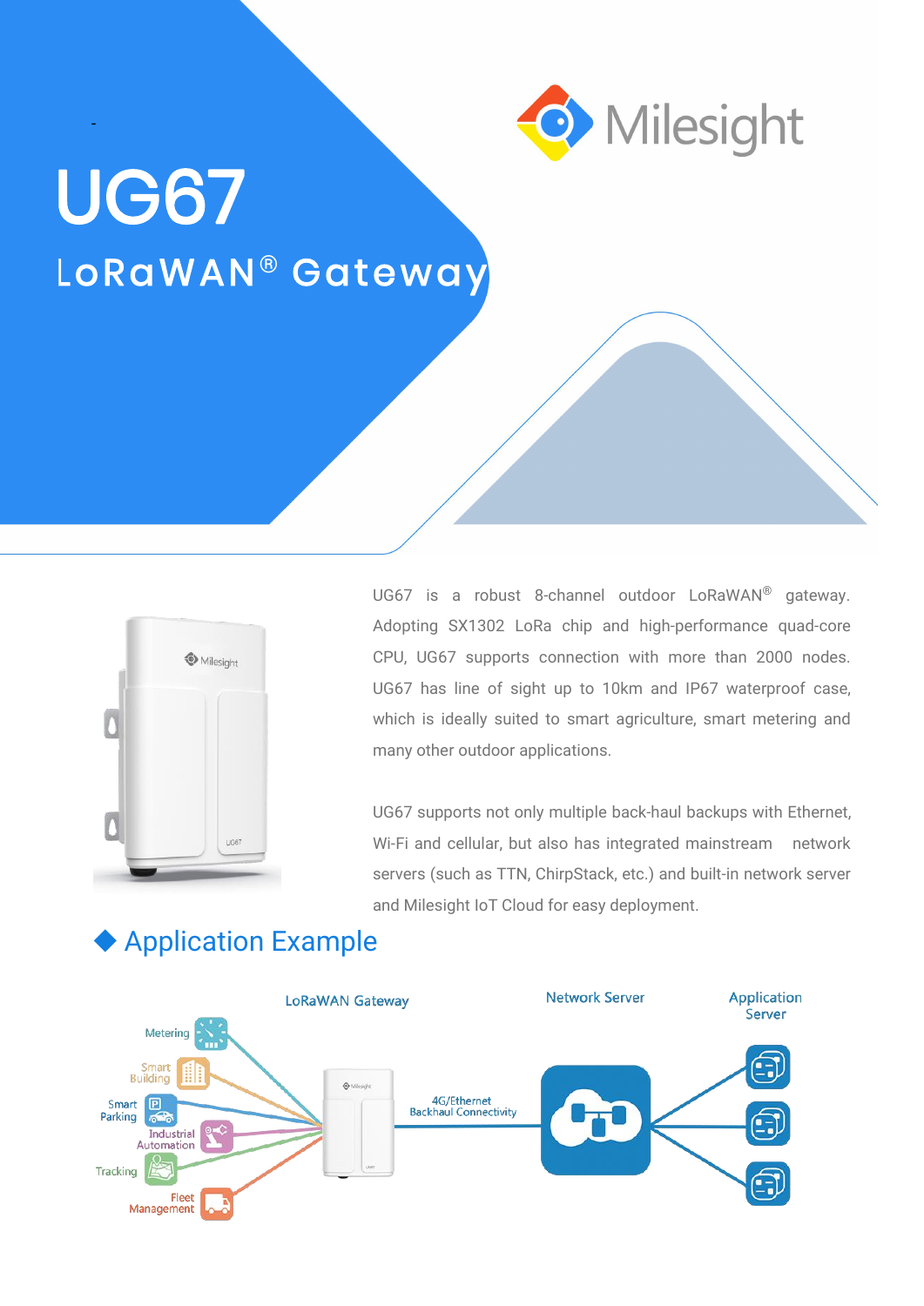# UG67

## LoRaWAN® Gateway

UG67 is a robust 8-channel outdoor LoRaWAN® gateway. Adopting SX1302 LoRa chip and high-performance quad-core CPU, UG67 supports connection with more than 2000 nodes. UG67 has line of sight up to 10km and IP67 waterproof case, which is ideally suited to smart agriculture, smart metering and many other outdoor applications.

UG67 supports not only multiple back-haul backups with Ethernet, Wi-Fi and cellular, but also has integrated mainstream network servers (such as TTN, ChirpStack, etc.) and built-in network server and Milesight IoT Cloud for easy deployment.

## ◆ Application Example

Metering, Smart Building, Smart Parking, Industrial Automation, Tracking, Fleet Management → LoRaWAN Gateway → 4G/Ethernet Backhaul Connectivity → Network Server → Application Server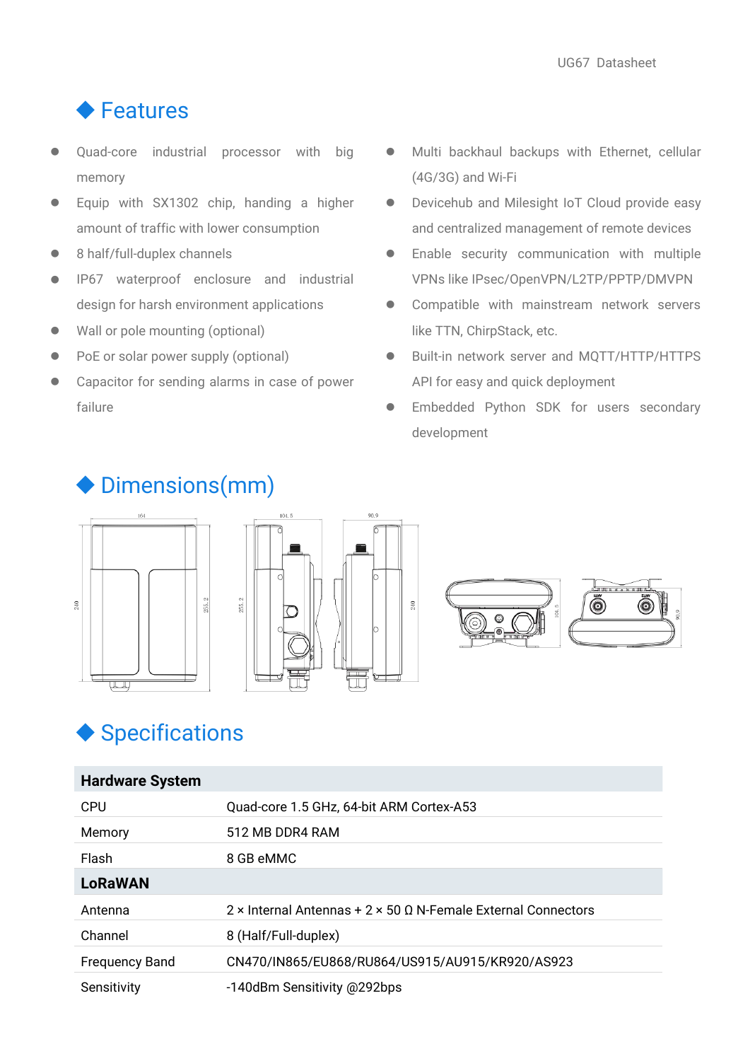## Features

- Quad-core industrial processor with big memory
- Equip with SX1302 chip, handing a higher amount of traffic with lower consumption
- 8 half/full-duplex channels
- IP67 waterproof enclosure and industrial design for harsh environment applications
- Wall or pole mounting (optional)
- PoE or solar power supply (optional)
- Capacitor for sending alarms in case of power failure
- Multi backhaul backups with Ethernet, cellular (4G/3G) and Wi-Fi
- Devicehub and Milesight IoT Cloud provide easy and centralized management of remote devices
- Enable security communication with multiple VPNs like IPsec/OpenVPN/L2TP/PPTP/DMVPN
- Compatible with mainstream network servers like TTN, ChirpStack, etc.
- Built-in network server and MQTT/HTTP/HTTPS API for easy and quick deployment
- Embedded Python SDK for users secondary development

## Dimensions(mm)

## Specifications

| **Hardware System** | |
|---|---|
| CPU | Quad-core 1.5 GHz, 64-bit ARM Cortex-A53 |
| Memory | 512 MB DDR4 RAM |
| Flash | 8 GB eMMC |
| **LoRaWAN** | |
| Antenna | 2 × Internal Antennas + 2 × 50 Ω N-Female External Connectors |
| Channel | 8 (Half/Full-duplex) |
| Frequency Band | CN470/IN865/EU868/RU864/US915/AU915/KR920/AS923 |
| Sensitivity | -140dBm Sensitivity @292bps |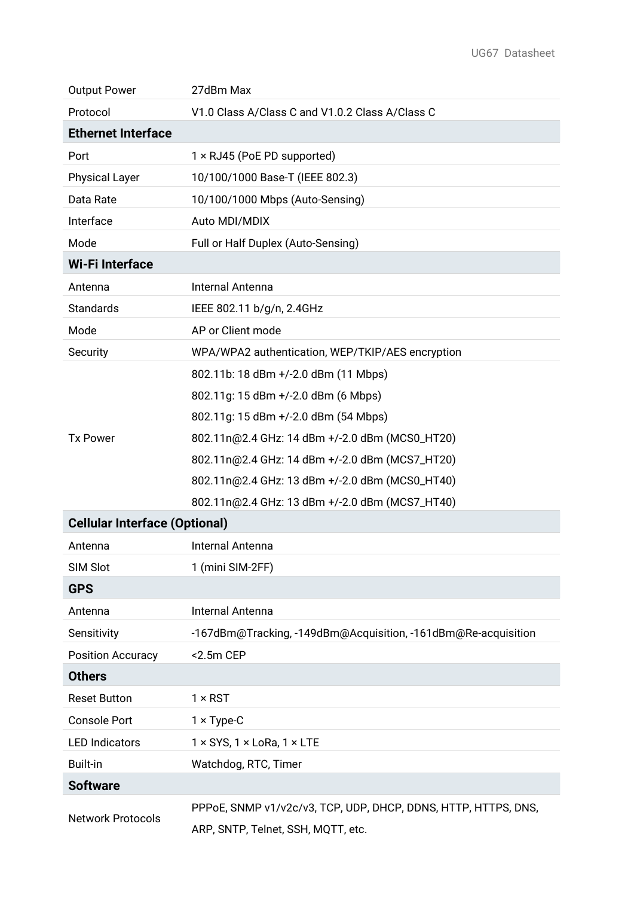| | |
|---|---|
| Output Power | 27dBm Max |
| Protocol | V1.0 Class A/Class C and V1.0.2 Class A/Class C |
| **Ethernet Interface** | |
| Port | 1 × RJ45 (PoE PD supported) |
| Physical Layer | 10/100/1000 Base-T (IEEE 802.3) |
| Data Rate | 10/100/1000 Mbps (Auto-Sensing) |
| Interface | Auto MDI/MDIX |
| Mode | Full or Half Duplex (Auto-Sensing) |
| **Wi-Fi Interface** | |
| Antenna | Internal Antenna |
| Standards | IEEE 802.11 b/g/n, 2.4GHz |
| Mode | AP or Client mode |
| Security | WPA/WPA2 authentication, WEP/TKIP/AES encryption |
| Tx Power | 802.11b: 18 dBm +/-2.0 dBm (11 Mbps)<br>802.11g: 15 dBm +/-2.0 dBm (6 Mbps)<br>802.11g: 15 dBm +/-2.0 dBm (54 Mbps)<br>802.11n@2.4 GHz: 14 dBm +/-2.0 dBm (MCS0_HT20)<br>802.11n@2.4 GHz: 14 dBm +/-2.0 dBm (MCS7_HT20)<br>802.11n@2.4 GHz: 13 dBm +/-2.0 dBm (MCS0_HT40)<br>802.11n@2.4 GHz: 13 dBm +/-2.0 dBm (MCS7_HT40) |
| **Cellular Interface (Optional)** | |
| Antenna | Internal Antenna |
| SIM Slot | 1 (mini SIM-2FF) |
| **GPS** | |
| Antenna | Internal Antenna |
| Sensitivity | -167dBm@Tracking, -149dBm@Acquisition, -161dBm@Re-acquisition |
| Position Accuracy | <2.5m CEP |
| **Others** | |
| Reset Button | 1 × RST |
| Console Port | 1 × Type-C |
| LED Indicators | 1 × SYS, 1 × LoRa, 1 × LTE |
| Built-in | Watchdog, RTC, Timer |
| **Software** | |
| Network Protocols | PPPoE, SNMP v1/v2c/v3, TCP, UDP, DHCP, DDNS, HTTP, HTTPS, DNS, ARP, SNTP, Telnet, SSH, MQTT, etc. |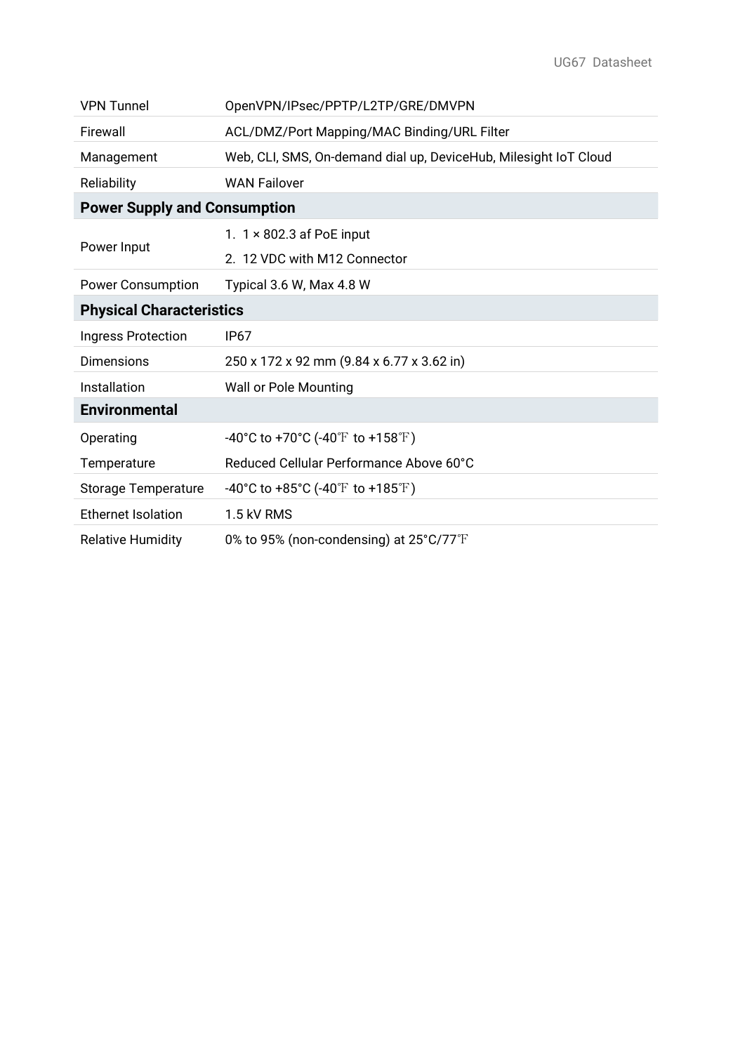| | |
|---|---|
| VPN Tunnel | OpenVPN/IPsec/PPTP/L2TP/GRE/DMVPN |
| Firewall | ACL/DMZ/Port Mapping/MAC Binding/URL Filter |
| Management | Web, CLI, SMS, On-demand dial up, DeviceHub, Milesight IoT Cloud |
| Reliability | WAN Failover |
| **Power Supply and Consumption** | |
| Power Input | 1. 1 × 802.3 af PoE input<br>2. 12 VDC with M12 Connector |
| Power Consumption | Typical 3.6 W, Max 4.8 W |
| **Physical Characteristics** | |
| Ingress Protection | IP67 |
| Dimensions | 250 x 172 x 92 mm (9.84 x 6.77 x 3.62 in) |
| Installation | Wall or Pole Mounting |
| **Environmental** | |
| Operating Temperature | -40°C to +70°C (-40℉ to +158℉)<br>Reduced Cellular Performance Above 60°C |
| Storage Temperature | -40°C to +85°C (-40℉ to +185℉) |
| Ethernet Isolation | 1.5 kV RMS |
| Relative Humidity | 0% to 95% (non-condensing) at 25°C/77℉ |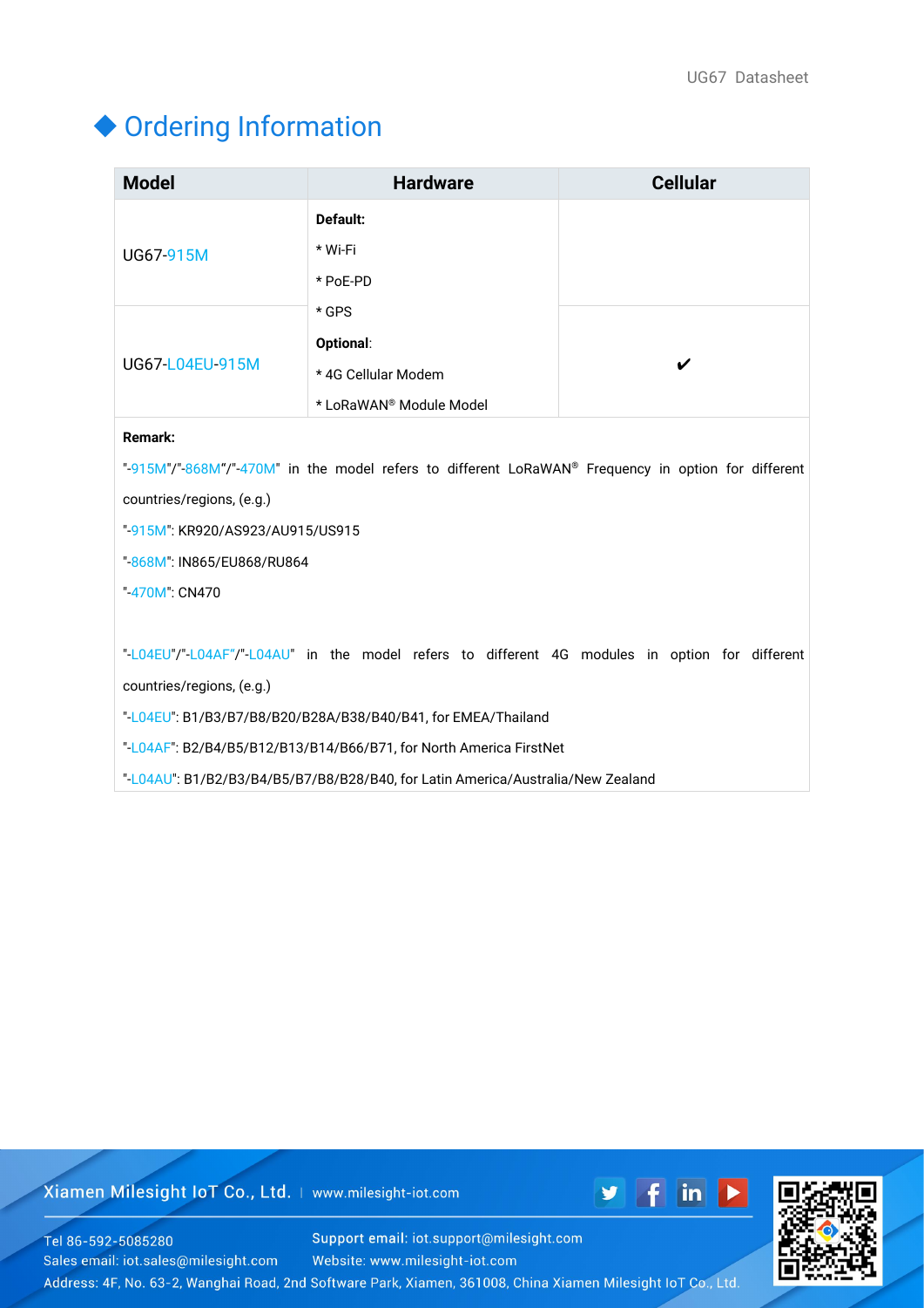## ◆ Ordering Information

| Model | Hardware | Cellular |
| --- | --- | --- |
| UG67-915M | **Default:**<br>* Wi-Fi<br>* PoE-PD<br>* GPS<br>**Optional**:<br>* 4G Cellular Modem<br>* LoRaWAN® Module Model | |
| UG67-L04EU-915M | | ✔ |

**Remark:**

"-915M"/"-868M"/"-470M" in the model refers to different LoRaWAN® Frequency in option for different countries/regions, (e.g.)

"-915M": KR920/AS923/AU915/US915

"-868M": IN865/EU868/RU864

"-470M": CN470

"-L04EU"/"-L04AF"/"-L04AU" in the model refers to different 4G modules in option for different countries/regions, (e.g.)

"-L04EU": B1/B3/B7/B8/B20/B28A/B38/B40/B41, for EMEA/Thailand

"-L04AF": B2/B4/B5/B12/B13/B14/B66/B71, for North America FirstNet

"-L04AU": B1/B2/B3/B4/B5/B7/B8/B28/B40, for Latin America/Australia/New Zealand

Xiamen Milesight IoT Co., Ltd. | www.milesight-iot.com

Tel 86-592-5085280
Sales email: iot.sales@milesight.com
Support email: iot.support@milesight.com
Website: www.milesight-iot.com
Address: 4F, No. 63-2, Wanghai Road, 2nd Software Park, Xiamen, 361008, China Xiamen Milesight IoT Co., Ltd.